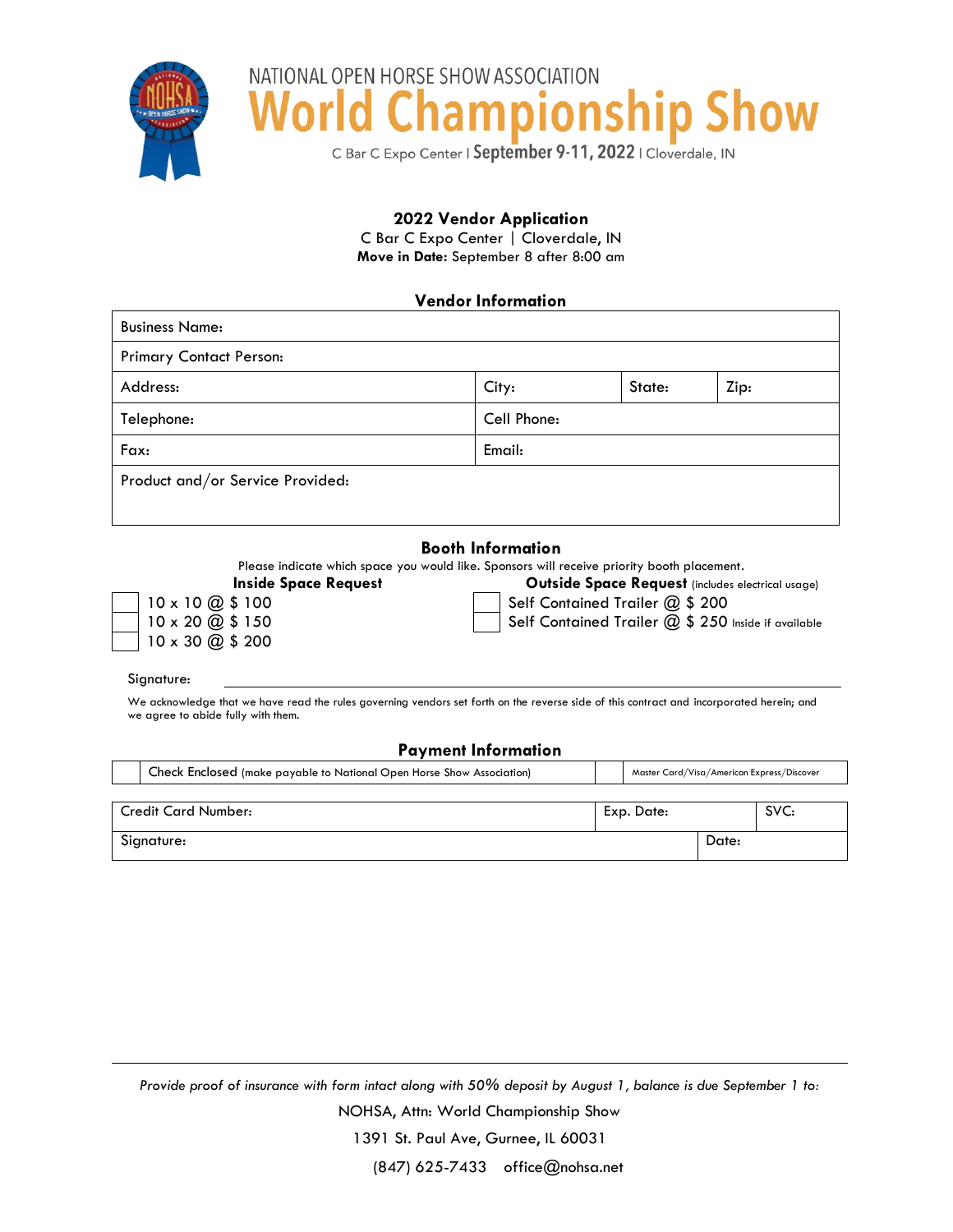NATIONAL OPEN HORSE SHOW ASSOCIATION

# World Championship Show

C Bar C Expo Center | September 9-11, 2022 | Cloverdale, IN

## 2022 Vendor Application

C Bar C Expo Center | Cloverdale, IN

**Move in Date:** September 8 after 8:00 am

### Vendor Information

| Business Name: | | | |
|---|---|---|---|
| Primary Contact Person: | | | |
| Address: | City: | State: | Zip: |
| Telephone: | Cell Phone: | | |
| Fax: | Email: | | |
| Product and/or Service Provided: | | | |

### Booth Information

Please indicate which space you would like. Sponsors will receive priority booth placement.

**Inside Space Request**

- ☐ 10 x 10 @ $ 100
- ☐ 10 x 20 @ $ 150
- ☐ 10 x 30 @ $ 200

**Outside Space Request** (includes electrical usage)

- ☐ Self Contained Trailer @ $ 200
- ☐ Self Contained Trailer @ $ 250 Inside if available

Signature: ______________________________________________

We acknowledge that we have read the rules governing vendors set forth on the reverse side of this contract and incorporated herein; and we agree to abide fully with them.

### Payment Information

| ☐ | Check Enclosed (make payable to National Open Horse Show Association) | ☐ | Master Card/Visa/American Express/Discover |
|---|---|---|---|

| Credit Card Number: | Exp. Date: | SVC: |
|---|---|---|
| Signature: | Date: | |

*Provide proof of insurance with form intact along with 50% deposit by August 1, balance is due September 1 to:*

NOHSA, Attn: World Championship Show

1391 St. Paul Ave, Gurnee, IL 60031

(847) 625-7433 office@nohsa.net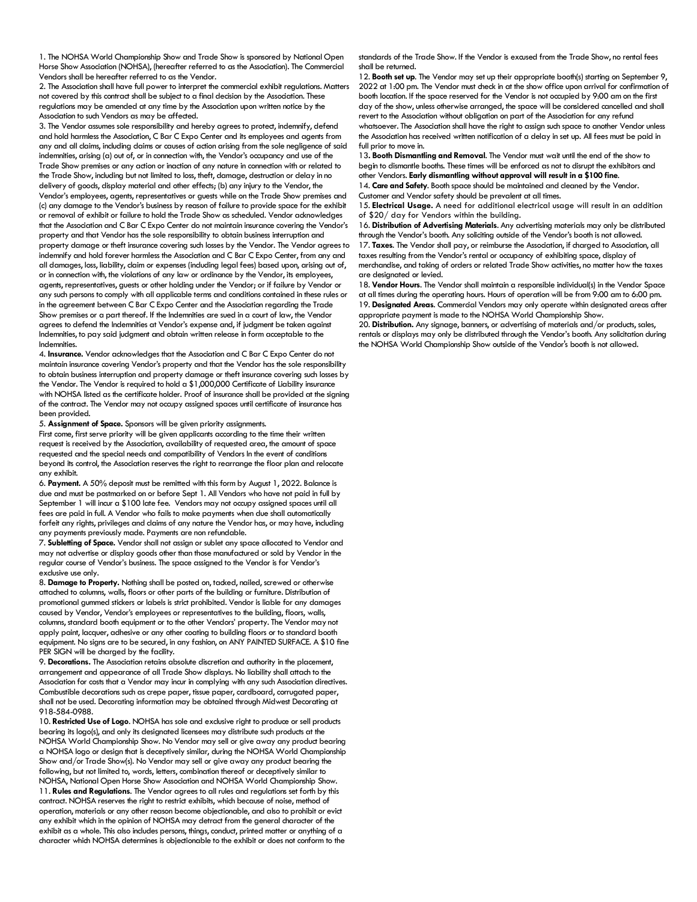1. The NOHSA World Championship Show and Trade Show is sponsored by National Open Horse Show Association (NOHSA), (hereafter referred to as the Association). The Commercial Vendors shall be hereafter referred to as the Vendor.

2. The Association shall have full power to interpret the commercial exhibit regulations. Matters not covered by this contract shall be subject to a final decision by the Association. These regulations may be amended at any time by the Association upon written notice by the Association to such Vendors as may be affected.

3. The Vendor assumes sole responsibility and hereby agrees to protect, indemnify, defend and hold harmless the Association, C Bar C Expo Center and its employees and agents from any and all claims, including claims or causes of action arising from the sole negligence of said indemnities, arising (a) out of, or in connection with, the Vendor's occupancy and use of the Trade Show premises or any action or inaction of any nature in connection with or related to the Trade Show, including but not limited to loss, theft, damage, destruction or delay in no delivery of goods, display material and other effects; (b) any injury to the Vendor, the Vendor's employees, agents, representatives or guests while on the Trade Show premises and (c) any damage to the Vendor's business by reason of failure to provide space for the exhibit or removal of exhibit or failure to hold the Trade Show as scheduled. Vendor acknowledges that the Association and C Bar C Expo Center do not maintain insurance covering the Vendor's property and that Vendor has the sole responsibility to obtain business interruption and property damage or theft insurance covering such losses by the Vendor. The Vendor agrees to indemnify and hold forever harmless the Association and C Bar C Expo Center, from any and all damages, loss, liability, claim or expenses (including legal fees) based upon, arising out of, or in connection with, the violations of any law or ordinance by the Vendor, its employees, agents, representatives, guests or other holding under the Vendor; or if failure by Vendor or any such persons to comply with all applicable terms and conditions contained in these rules or in the agreement between C Bar C Expo Center and the Association regarding the Trade Show premises or a part thereof. If the Indemnities are sued in a court of law, the Vendor agrees to defend the Indemnities at Vendor's expense and, if judgment be taken against Indemnities, to pay said judgment and obtain written release in form acceptable to the Indemnities.

4. **Insurance.** Vendor acknowledges that the Association and C Bar C Expo Center do not maintain insurance covering Vendor's property and that the Vendor has the sole responsibility to obtain business interruption and property damage or theft insurance covering such losses by the Vendor. The Vendor is required to hold a $1,000,000 Certificate of Liability insurance with NOHSA listed as the certificate holder. Proof of insurance shall be provided at the signing of the contract. The Vendor may not occupy assigned spaces until certificate of insurance has been provided.

5. **Assignment of Space.** Sponsors will be given priority assignments.
First come, first serve priority will be given applicants according to the time their written request is received by the Association, availability of requested area, the amount of space requested and the special needs and compatibility of Vendors In the event of conditions beyond its control, the Association reserves the right to rearrange the floor plan and relocate any exhibit.

6. **Payment.** A 50% deposit must be remitted with this form by August 1, 2022. Balance is due and must be postmarked on or before Sept 1. All Vendors who have not paid in full by September 1 will incur a $100 late fee. Vendors may not occupy assigned spaces until all fees are paid in full. A Vendor who fails to make payments when due shall automatically forfeit any rights, privileges and claims of any nature the Vendor has, or may have, including any payments previously made. Payments are non refundable.

7. **Subletting of Space.** Vendor shall not assign or sublet any space allocated to Vendor and may not advertise or display goods other than those manufactured or sold by Vendor in the regular course of Vendor's business. The space assigned to the Vendor is for Vendor's exclusive use only.

8. **Damage to Property.** Nothing shall be posted on, tacked, nailed, screwed or otherwise attached to columns, walls, floors or other parts of the building or furniture. Distribution of promotional gummed stickers or labels is strict prohibited. Vendor is liable for any damages caused by Vendor, Vendor's employees or representatives to the building, floors, walls, columns, standard booth equipment or to the other Vendors' property. The Vendor may not apply paint, lacquer, adhesive or any other coating to building floors or to standard booth equipment. No signs are to be secured, in any fashion, on ANY PAINTED SURFACE. A $10 fine PER SIGN will be charged by the facility.

9. **Decorations.** The Association retains absolute discretion and authority in the placement, arrangement and appearance of all Trade Show displays. No liability shall attach to the Association for costs that a Vendor may incur in complying with any such Association directives. Combustible decorations such as crepe paper, tissue paper, cardboard, corrugated paper, shall not be used. Decorating information may be obtained through Midwest Decorating at 918-584-0988.

10. **Restricted Use of Logo**. NOHSA has sole and exclusive right to produce or sell products bearing its logo(s), and only its designated licensees may distribute such products at the NOHSA World Championship Show. No Vendor may sell or give away any product bearing a NOHSA logo or design that is deceptively similar, during the NOHSA World Championship Show and/or Trade Show(s). No Vendor may sell or give away any product bearing the following, but not limited to, words, letters, combination thereof or deceptively similar to NOHSA, National Open Horse Show Association and NOHSA World Championship Show.

11. **Rules and Regulations.** The Vendor agrees to all rules and regulations set forth by this contract. NOHSA reserves the right to restrict exhibits, which because of noise, method of operation, materials or any other reason become objectionable, and also to prohibit or evict any exhibit which in the opinion of NOHSA may detract from the general character of the exhibit as a whole. This also includes persons, things, conduct, printed matter or anything of a character which NOHSA determines is objectionable to the exhibit or does not conform to the standards of the Trade Show. If the Vendor is excused from the Trade Show, no rental fees shall be returned.

12. **Booth set up**. The Vendor may set up their appropriate booth(s) starting on September 9, 2022 at 1:00 pm. The Vendor must check in at the show office upon arrival for confirmation of booth location. If the space reserved for the Vendor is not occupied by 9:00 am on the first day of the show, unless otherwise arranged, the space will be considered cancelled and shall revert to the Association without obligation on part of the Association for any refund whatsoever. The Association shall have the right to assign such space to another Vendor unless the Association has received written notification of a delay in set up. All fees must be paid in full prior to move in.

13. **Booth Dismantling and Removal**. The Vendor must wait until the end of the show to begin to dismantle booths. These times will be enforced as not to disrupt the exhibitors and other Vendors. **Early dismantling without approval will result in a $100 fine.**

14. **Care and Safety**. Booth space should be maintained and cleaned by the Vendor. Customer and Vendor safety should be prevalent at all times.

15. **Electrical Usage.** A need for additional electrical usage will result in an addition of $20/ day for Vendors within the building.

16. **Distribution of Advertising Materials**. Any advertising materials may only be distributed through the Vendor's booth. Any soliciting outside of the Vendor's booth is not allowed.

17. **Taxes**. The Vendor shall pay, or reimburse the Association, if charged to Association, all taxes resulting from the Vendor's rental or occupancy of exhibiting space, display of merchandise, and taking of orders or related Trade Show activities, no matter how the taxes are designated or levied.

18. **Vendor Hours**. The Vendor shall maintain a responsible individual(s) in the Vendor Space at all times during the operating hours. Hours of operation will be from 9:00 am to 6:00 pm.

19. **Designated Areas**. Commercial Vendors may only operate within designated areas after appropriate payment is made to the NOHSA World Championship Show.

20. **Distribution.** Any signage, banners, or advertising of materials and/or products, sales, rentals or displays may only be distributed through the Vendor's booth. Any solicitation during the NOHSA World Championship Show outside of the Vendor's booth is not allowed.